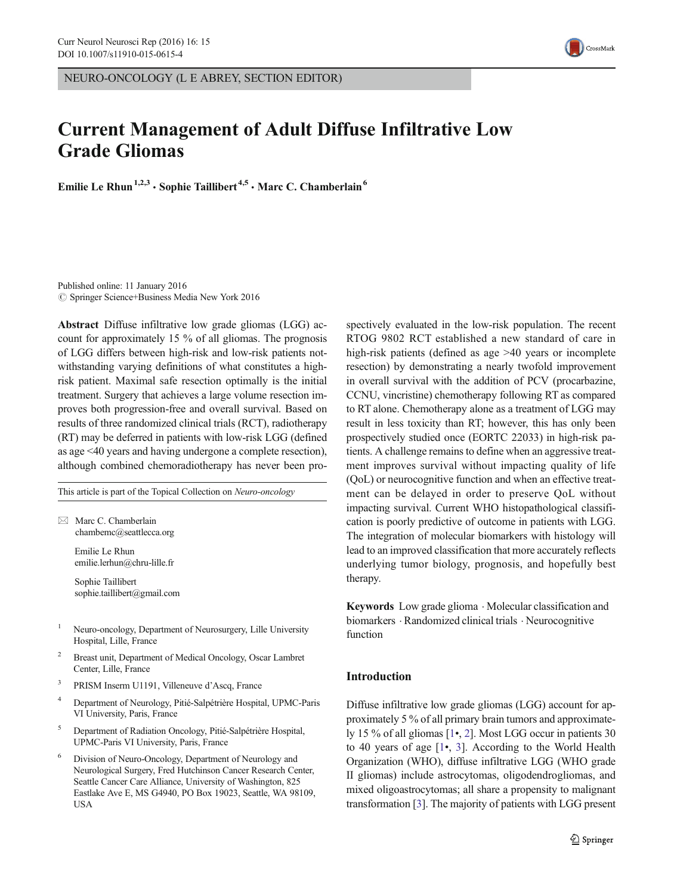NEURO-ONCOLOGY (L E ABREY, SECTION EDITOR)

# Current Management of Adult Diffuse Infiltrative Low Grade Gliomas

Emilie Le Rhun[1,2,3] · Sophie Taillibert[4,5] · Marc C. Chamberlain[6]

Published online: 11 January 2016
© Springer Science+Business Media New York 2016

**Abstract** Diffuse infiltrative low grade gliomas (LGG) account for approximately 15 % of all gliomas. The prognosis of LGG differs between high-risk and low-risk patients notwithstanding varying definitions of what constitutes a high-risk patient. Maximal safe resection optimally is the initial treatment. Surgery that achieves a large volume resection improves both progression-free and overall survival. Based on results of three randomized clinical trials (RCT), radiotherapy (RT) may be deferred in patients with low-risk LGG (defined as age <40 years and having undergone a complete resection), although combined chemoradiotherapy has never been prospectively evaluated in the low-risk population. The recent RTOG 9802 RCT established a new standard of care in high-risk patients (defined as age >40 years or incomplete resection) by demonstrating a nearly twofold improvement in overall survival with the addition of PCV (procarbazine, CCNU, vincristine) chemotherapy following RT as compared to RT alone. Chemotherapy alone as a treatment of LGG may result in less toxicity than RT; however, this has only been prospectively studied once (EORTC 22033) in high-risk patients. A challenge remains to define when an aggressive treatment improves survival without impacting quality of life (QoL) or neurocognitive function and when an effective treatment can be delayed in order to preserve QoL without impacting survival. Current WHO histopathological classification is poorly predictive of outcome in patients with LGG. The integration of molecular biomarkers with histology will lead to an improved classification that more accurately reflects underlying tumor biology, prognosis, and hopefully best therapy.

**Keywords** Low grade glioma · Molecular classification and biomarkers · Randomized clinical trials · Neurocognitive function

This article is part of the Topical Collection on *Neuro-oncology*

✉ Marc C. Chamberlain
chambemc@seattlecca.org

Emilie Le Rhun
emilie.lerhun@chru-lille.fr

Sophie Taillibert
sophie.taillibert@gmail.com

1. Neuro-oncology, Department of Neurosurgery, Lille University Hospital, Lille, France
2. Breast unit, Department of Medical Oncology, Oscar Lambret Center, Lille, France
3. PRISM Inserm U1191, Villeneuve d'Ascq, France
4. Department of Neurology, Pitié-Salpêtrière Hospital, UPMC-Paris VI University, Paris, France
5. Department of Radiation Oncology, Pitié-Salpêtrière Hospital, UPMC-Paris VI University, Paris, France
6. Division of Neuro-Oncology, Department of Neurology and Neurological Surgery, Fred Hutchinson Cancer Research Center, Seattle Cancer Care Alliance, University of Washington, 825 Eastlake Ave E, MS G4940, PO Box 19023, Seattle, WA 98109, USA

## Introduction

Diffuse infiltrative low grade gliomas (LGG) account for approximately 5 % of all primary brain tumors and approximately 15 % of all gliomas [1•, 2]. Most LGG occur in patients 30 to 40 years of age [1•, 3]. According to the World Health Organization (WHO), diffuse infiltrative LGG (WHO grade II gliomas) include astrocytomas, oligodendrogliomas, and mixed oligoastrocytomas; all share a propensity to malignant transformation [3]. The majority of patients with LGG present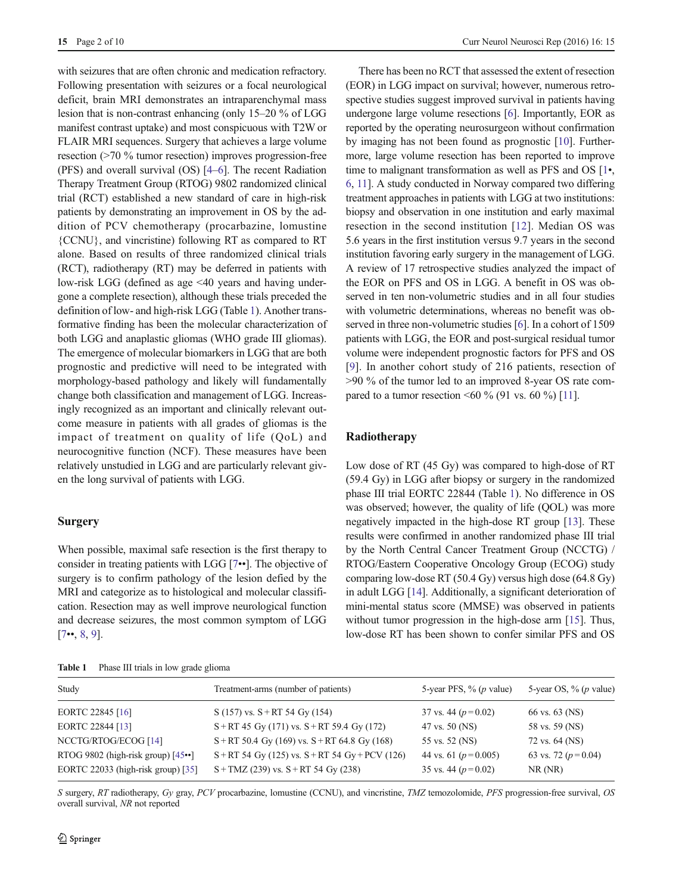with seizures that are often chronic and medication refractory. Following presentation with seizures or a focal neurological deficit, brain MRI demonstrates an intraparenchymal mass lesion that is non-contrast enhancing (only 15–20 % of LGG manifest contrast uptake) and most conspicuous with T2W or FLAIR MRI sequences. Surgery that achieves a large volume resection (>70 % tumor resection) improves progression-free (PFS) and overall survival (OS) [4–6]. The recent Radiation Therapy Treatment Group (RTOG) 9802 randomized clinical trial (RCT) established a new standard of care in high-risk patients by demonstrating an improvement in OS by the addition of PCV chemotherapy (procarbazine, lomustine {CCNU}, and vincristine) following RT as compared to RT alone. Based on results of three randomized clinical trials (RCT), radiotherapy (RT) may be deferred in patients with low-risk LGG (defined as age <40 years and having undergone a complete resection), although these trials preceded the definition of low- and high-risk LGG (Table 1). Another transformative finding has been the molecular characterization of both LGG and anaplastic gliomas (WHO grade III gliomas). The emergence of molecular biomarkers in LGG that are both prognostic and predictive will need to be integrated with morphology-based pathology and likely will fundamentally change both classification and management of LGG. Increasingly recognized as an important and clinically relevant outcome measure in patients with all grades of gliomas is the impact of treatment on quality of life (QoL) and neurocognitive function (NCF). These measures have been relatively unstudied in LGG and are particularly relevant given the long survival of patients with LGG.

## Surgery

When possible, maximal safe resection is the first therapy to consider in treating patients with LGG [7••]. The objective of surgery is to confirm pathology of the lesion defied by the MRI and categorize as to histological and molecular classification. Resection may as well improve neurological function and decrease seizures, the most common symptom of LGG [7••, 8, 9].

There has been no RCT that assessed the extent of resection (EOR) in LGG impact on survival; however, numerous retrospective studies suggest improved survival in patients having undergone large volume resections [6]. Importantly, EOR as reported by the operating neurosurgeon without confirmation by imaging has not been found as prognostic [10]. Furthermore, large volume resection has been reported to improve time to malignant transformation as well as PFS and OS [1•, 6, 11]. A study conducted in Norway compared two differing treatment approaches in patients with LGG at two institutions: biopsy and observation in one institution and early maximal resection in the second institution [12]. Median OS was 5.6 years in the first institution versus 9.7 years in the second institution favoring early surgery in the management of LGG. A review of 17 retrospective studies analyzed the impact of the EOR on PFS and OS in LGG. A benefit in OS was observed in ten non-volumetric studies and in all four studies with volumetric determinations, whereas no benefit was observed in three non-volumetric studies [6]. In a cohort of 1509 patients with LGG, the EOR and post-surgical residual tumor volume were independent prognostic factors for PFS and OS [9]. In another cohort study of 216 patients, resection of >90 % of the tumor led to an improved 8-year OS rate compared to a tumor resection <60 % (91 vs. 60 %) [11].

## Radiotherapy

Low dose of RT (45 Gy) was compared to high-dose of RT (59.4 Gy) in LGG after biopsy or surgery in the randomized phase III trial EORTC 22844 (Table 1). No difference in OS was observed; however, the quality of life (QOL) was more negatively impacted in the high-dose RT group [13]. These results were confirmed in another randomized phase III trial by the North Central Cancer Treatment Group (NCCTG) / RTOG/Eastern Cooperative Oncology Group (ECOG) study comparing low-dose RT (50.4 Gy) versus high dose (64.8 Gy) in adult LGG [14]. Additionally, a significant deterioration of mini-mental status score (MMSE) was observed in patients without tumor progression in the high-dose arm [15]. Thus, low-dose RT has been shown to confer similar PFS and OS

**Table 1** Phase III trials in low grade glioma

| Study | Treatment-arms (number of patients) | 5-year PFS, % (*p* value) | 5-year OS, % (*p* value) |
|---|---|---|---|
| EORTC 22845 [16] | S (157) vs. S + RT 54 Gy (154) | 37 vs. 44 ($p = 0.02$) | 66 vs. 63 (NS) |
| EORTC 22844 [13] | S + RT 45 Gy (171) vs. S + RT 59.4 Gy (172) | 47 vs. 50 (NS) | 58 vs. 59 (NS) |
| NCCTG/RTOG/ECOG [14] | S + RT 50.4 Gy (169) vs. S + RT 64.8 Gy (168) | 55 vs. 52 (NS) | 72 vs. 64 (NS) |
| RTOG 9802 (high-risk group) [45••] | S + RT 54 Gy (125) vs. S + RT 54 Gy + PCV (126) | 44 vs. 61 ($p = 0.005$) | 63 vs. 72 ($p = 0.04$) |
| EORTC 22033 (high-risk group) [35] | S + TMZ (239) vs. S + RT 54 Gy (238) | 35 vs. 44 ($p = 0.02$) | NR (NR) |

*S* surgery, *RT* radiotherapy, *Gy* gray, *PCV* procarbazine, lomustine (CCNU), and vincristine, *TMZ* temozolomide, *PFS* progression-free survival, *OS* overall survival, *NR* not reported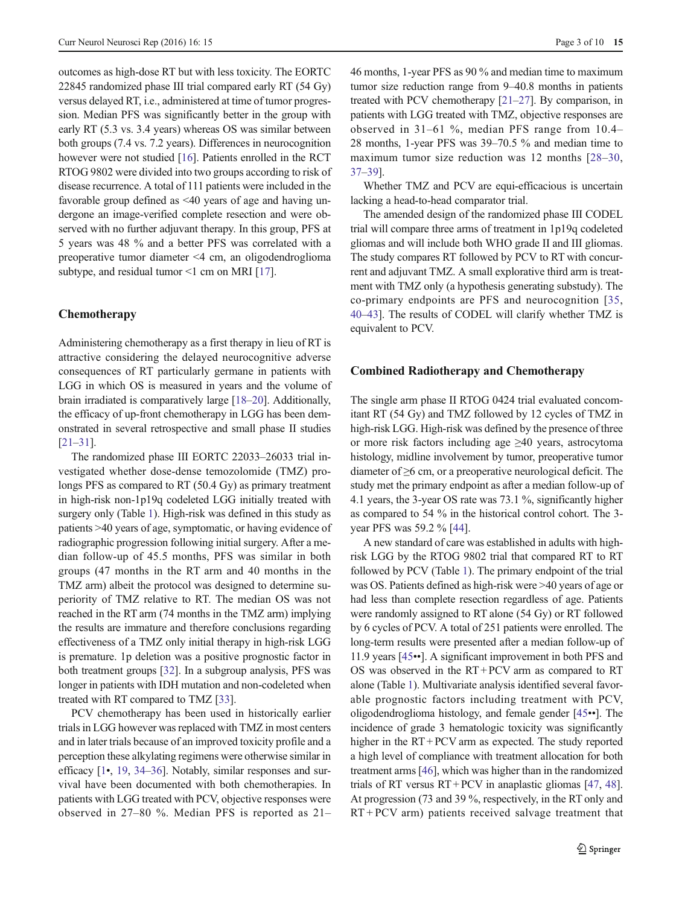outcomes as high-dose RT but with less toxicity. The EORTC 22845 randomized phase III trial compared early RT (54 Gy) versus delayed RT, i.e., administered at time of tumor progression. Median PFS was significantly better in the group with early RT (5.3 vs. 3.4 years) whereas OS was similar between both groups (7.4 vs. 7.2 years). Differences in neurocognition however were not studied [16]. Patients enrolled in the RCT RTOG 9802 were divided into two groups according to risk of disease recurrence. A total of 111 patients were included in the favorable group defined as <40 years of age and having undergone an image-verified complete resection and were observed with no further adjuvant therapy. In this group, PFS at 5 years was 48 % and a better PFS was correlated with a preoperative tumor diameter <4 cm, an oligodendroglioma subtype, and residual tumor <1 cm on MRI [17].

## Chemotherapy

Administering chemotherapy as a first therapy in lieu of RT is attractive considering the delayed neurocognitive adverse consequences of RT particularly germane in patients with LGG in which OS is measured in years and the volume of brain irradiated is comparatively large [18–20]. Additionally, the efficacy of up-front chemotherapy in LGG has been demonstrated in several retrospective and small phase II studies [21–31].

The randomized phase III EORTC 22033–26033 trial investigated whether dose-dense temozolomide (TMZ) prolongs PFS as compared to RT (50.4 Gy) as primary treatment in high-risk non-1p19q codeleted LGG initially treated with surgery only (Table 1). High-risk was defined in this study as patients >40 years of age, symptomatic, or having evidence of radiographic progression following initial surgery. After a median follow-up of 45.5 months, PFS was similar in both groups (47 months in the RT arm and 40 months in the TMZ arm) albeit the protocol was designed to determine superiority of TMZ relative to RT. The median OS was not reached in the RT arm (74 months in the TMZ arm) implying the results are immature and therefore conclusions regarding effectiveness of a TMZ only initial therapy in high-risk LGG is premature. 1p deletion was a positive prognostic factor in both treatment groups [32]. In a subgroup analysis, PFS was longer in patients with IDH mutation and non-codeleted when treated with RT compared to TMZ [33].

PCV chemotherapy has been used in historically earlier trials in LGG however was replaced with TMZ in most centers and in later trials because of an improved toxicity profile and a perception these alkylating regimens were otherwise similar in efficacy [1•, 19, 34–36]. Notably, similar responses and survival have been documented with both chemotherapies. In patients with LGG treated with PCV, objective responses were observed in 27–80 %. Median PFS is reported as 21–46 months, 1-year PFS as 90 % and median time to maximum tumor size reduction range from 9–40.8 months in patients treated with PCV chemotherapy [21–27]. By comparison, in patients with LGG treated with TMZ, objective responses are observed in 31–61 %, median PFS range from 10.4–28 months, 1-year PFS was 39–70.5 % and median time to maximum tumor size reduction was 12 months [28–30, 37–39].

Whether TMZ and PCV are equi-efficacious is uncertain lacking a head-to-head comparator trial.

The amended design of the randomized phase III CODEL trial will compare three arms of treatment in 1p19q codeleted gliomas and will include both WHO grade II and III gliomas. The study compares RT followed by PCV to RT with concurrent and adjuvant TMZ. A small explorative third arm is treatment with TMZ only (a hypothesis generating substudy). The co-primary endpoints are PFS and neurocognition [35, 40–43]. The results of CODEL will clarify whether TMZ is equivalent to PCV.

## Combined Radiotherapy and Chemotherapy

The single arm phase II RTOG 0424 trial evaluated concomitant RT (54 Gy) and TMZ followed by 12 cycles of TMZ in high-risk LGG. High-risk was defined by the presence of three or more risk factors including age ≥40 years, astrocytoma histology, midline involvement by tumor, preoperative tumor diameter of ≥6 cm, or a preoperative neurological deficit. The study met the primary endpoint as after a median follow-up of 4.1 years, the 3-year OS rate was 73.1 %, significantly higher as compared to 54 % in the historical control cohort. The 3-year PFS was 59.2 % [44].

A new standard of care was established in adults with high-risk LGG by the RTOG 9802 trial that compared RT to RT followed by PCV (Table 1). The primary endpoint of the trial was OS. Patients defined as high-risk were >40 years of age or had less than complete resection regardless of age. Patients were randomly assigned to RT alone (54 Gy) or RT followed by 6 cycles of PCV. A total of 251 patients were enrolled. The long-term results were presented after a median follow-up of 11.9 years [45••]. A significant improvement in both PFS and OS was observed in the RT + PCV arm as compared to RT alone (Table 1). Multivariate analysis identified several favorable prognostic factors including treatment with PCV, oligodendroglioma histology, and female gender [45••]. The incidence of grade 3 hematologic toxicity was significantly higher in the RT + PCV arm as expected. The study reported a high level of compliance with treatment allocation for both treatment arms [46], which was higher than in the randomized trials of RT versus RT + PCV in anaplastic gliomas [47, 48]. At progression (73 and 39 %, respectively, in the RT only and RT + PCV arm) patients received salvage treatment that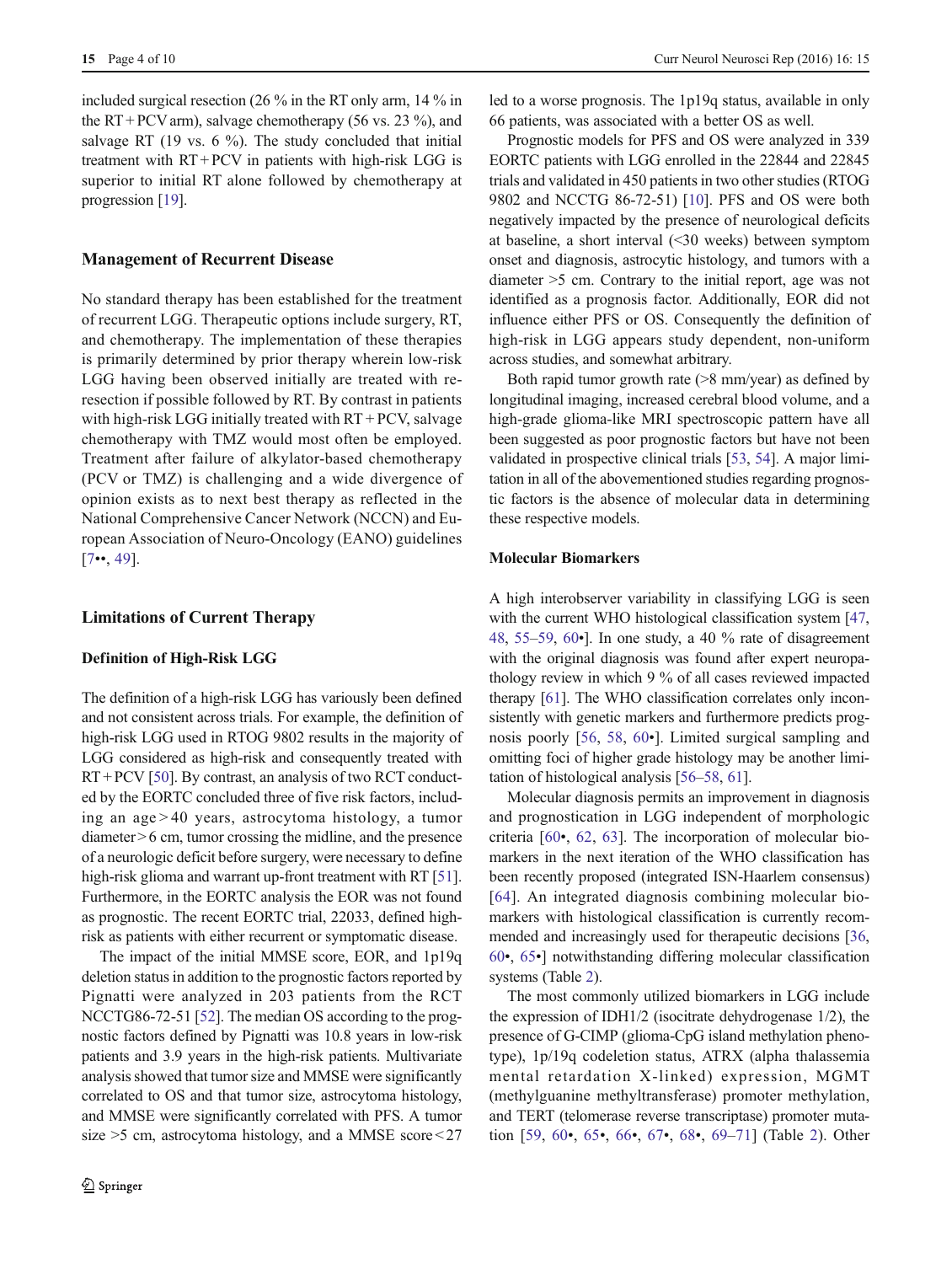included surgical resection (26 % in the RT only arm, 14 % in the RT + PCV arm), salvage chemotherapy (56 vs. 23 %), and salvage RT (19 vs. 6 %). The study concluded that initial treatment with RT + PCV in patients with high-risk LGG is superior to initial RT alone followed by chemotherapy at progression [19].

## Management of Recurrent Disease

No standard therapy has been established for the treatment of recurrent LGG. Therapeutic options include surgery, RT, and chemotherapy. The implementation of these therapies is primarily determined by prior therapy wherein low-risk LGG having been observed initially are treated with re-resection if possible followed by RT. By contrast in patients with high-risk LGG initially treated with RT + PCV, salvage chemotherapy with TMZ would most often be employed. Treatment after failure of alkylator-based chemotherapy (PCV or TMZ) is challenging and a wide divergence of opinion exists as to next best therapy as reflected in the National Comprehensive Cancer Network (NCCN) and European Association of Neuro-Oncology (EANO) guidelines [7••, 49].

## Limitations of Current Therapy

### Definition of High-Risk LGG

The definition of a high-risk LGG has variously been defined and not consistent across trials. For example, the definition of high-risk LGG used in RTOG 9802 results in the majority of LGG considered as high-risk and consequently treated with RT + PCV [50]. By contrast, an analysis of two RCT conducted by the EORTC concluded three of five risk factors, including an age > 40 years, astrocytoma histology, a tumor diameter > 6 cm, tumor crossing the midline, and the presence of a neurologic deficit before surgery, were necessary to define high-risk glioma and warrant up-front treatment with RT [51]. Furthermore, in the EORTC analysis the EOR was not found as prognostic. The recent EORTC trial, 22033, defined high-risk as patients with either recurrent or symptomatic disease.

The impact of the initial MMSE score, EOR, and 1p19q deletion status in addition to the prognostic factors reported by Pignatti were analyzed in 203 patients from the RCT NCCTG86-72-51 [52]. The median OS according to the prognostic factors defined by Pignatti was 10.8 years in low-risk patients and 3.9 years in the high-risk patients. Multivariate analysis showed that tumor size and MMSE were significantly correlated to OS and that tumor size, astrocytoma histology, and MMSE were significantly correlated with PFS. A tumor size >5 cm, astrocytoma histology, and a MMSE score < 27 led to a worse prognosis. The 1p19q status, available in only 66 patients, was associated with a better OS as well.

Prognostic models for PFS and OS were analyzed in 339 EORTC patients with LGG enrolled in the 22844 and 22845 trials and validated in 450 patients in two other studies (RTOG 9802 and NCCTG 86-72-51) [10]. PFS and OS were both negatively impacted by the presence of neurological deficits at baseline, a short interval (<30 weeks) between symptom onset and diagnosis, astrocytic histology, and tumors with a diameter >5 cm. Contrary to the initial report, age was not identified as a prognosis factor. Additionally, EOR did not influence either PFS or OS. Consequently the definition of high-risk in LGG appears study dependent, non-uniform across studies, and somewhat arbitrary.

Both rapid tumor growth rate (>8 mm/year) as defined by longitudinal imaging, increased cerebral blood volume, and a high-grade glioma-like MRI spectroscopic pattern have all been suggested as poor prognostic factors but have not been validated in prospective clinical trials [53, 54]. A major limitation in all of the abovementioned studies regarding prognostic factors is the absence of molecular data in determining these respective models.

### Molecular Biomarkers

A high interobserver variability in classifying LGG is seen with the current WHO histological classification system [47, 48, 55–59, 60•]. In one study, a 40 % rate of disagreement with the original diagnosis was found after expert neuropathology review in which 9 % of all cases reviewed impacted therapy [61]. The WHO classification correlates only inconsistently with genetic markers and furthermore predicts prognosis poorly [56, 58, 60•]. Limited surgical sampling and omitting foci of higher grade histology may be another limitation of histological analysis [56–58, 61].

Molecular diagnosis permits an improvement in diagnosis and prognostication in LGG independent of morphologic criteria [60•, 62, 63]. The incorporation of molecular biomarkers in the next iteration of the WHO classification has been recently proposed (integrated ISN-Haarlem consensus) [64]. An integrated diagnosis combining molecular biomarkers with histological classification is currently recommended and increasingly used for therapeutic decisions [36, 60•, 65•] notwithstanding differing molecular classification systems (Table 2).

The most commonly utilized biomarkers in LGG include the expression of IDH1/2 (isocitrate dehydrogenase 1/2), the presence of G-CIMP (glioma-CpG island methylation phenotype), 1p/19q codeletion status, ATRX (alpha thalassemia mental retardation X-linked) expression, MGMT (methylguanine methyltransferase) promoter methylation, and TERT (telomerase reverse transcriptase) promoter mutation [59, 60•, 65•, 66•, 67•, 68•, 69–71] (Table 2). Other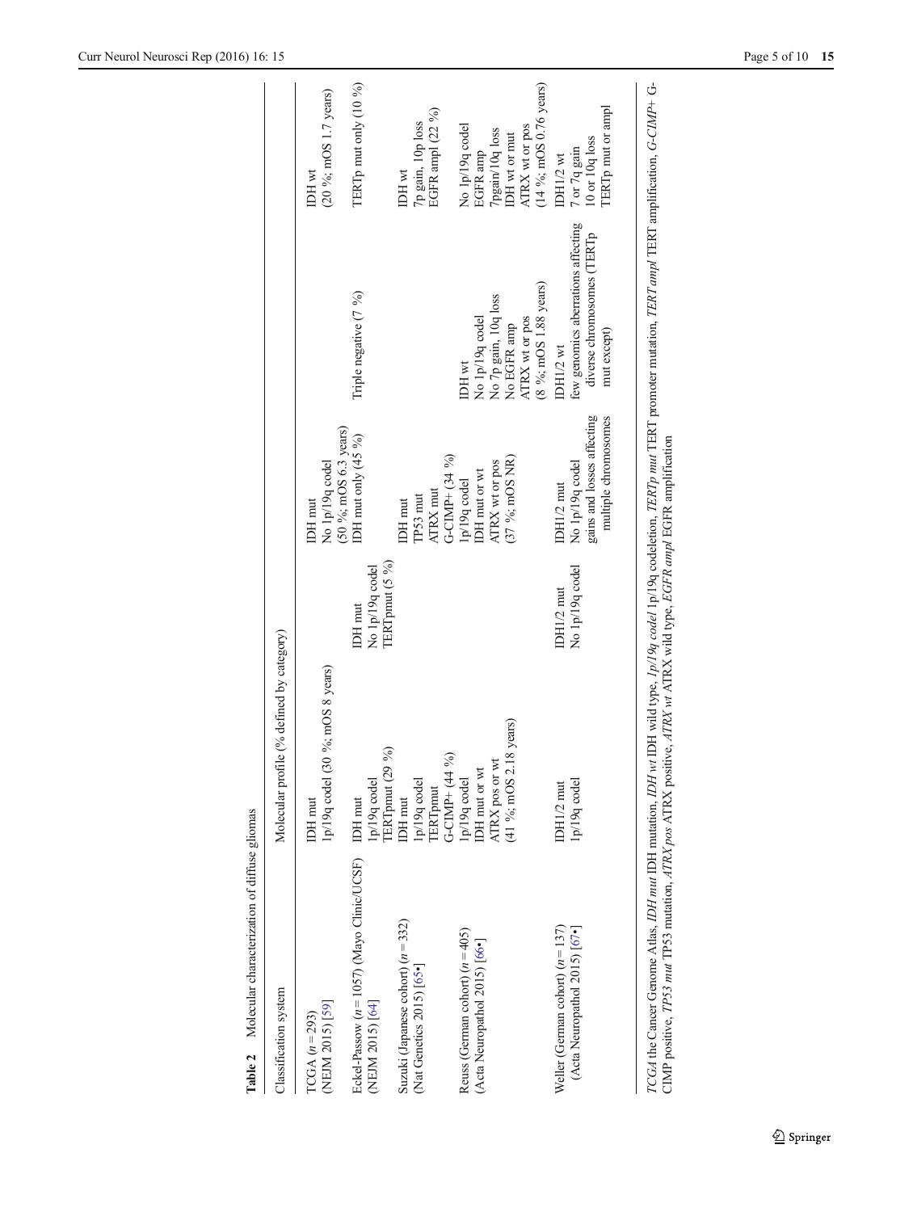**Table 2** Molecular characterization of diffuse gliomas

| Classification system | Molecular profile (% defined by category) | | | | |
|---|---|---|---|---|---|
| TCGA (*n* = 293) (NEJM 2015) [59] | IDH mut 1p/19q codel (30 %; mOS 8 years) | | IDH mut No 1p/19q codel (50 %; mOS 6.3 years) | | IDH wt (20 %; mOS 1.7 years) |
| Eckel-Passow (*n* = 1057) (Mayo Clinic/UCSF) (NEJM 2015) [64] | IDH mut 1p/19q codel TERTpmut (29 %) | IDH mut No 1p/19q codel TERTpmut (5 %) | IDH mut only (45 %) | Triple negative (7 %) | TERTp mut only (10 %) |
| Suzuki (Japanese cohort) (*n* = 332) (Nat Genetics 2015) [65•] | IDH mut 1p/19q codel TERTpmut G-CIMP+ (44 %) | | IDH mut TP53 mut ATRX mut G-CIMP+ (34 %) | | IDH wt 7p gain, 10p loss EGFR ampl (22 %) |
| Reuss (German cohort) (*n* = 405) (Acta Neuropathol 2015) [66•] | 1p/19q codel IDH mut or wt ATRX pos or wt (41 %; mOS 2.18 years) | | 1p/19q codel IDH mut or wt ATRX wt or pos (37 %; mOS NR) | IDH wt No 1p/19q codel No 7p gain, 10q loss No EGFR amp ATRX wt or pos (8 %; mOS 1.88 years) | No 1p/19q codel EGFR amp 7pgain/10q loss IDH wt or mut ATRX wt or pos (14 %; mOS 0.76 years) |
| Weller (German cohort) (*n* = 137) (Acta Neuropathol 2015) [67•] | IDH1/2 mut 1p/19q codel | IDH1/2 mut No 1p/19q codel | IDH1/2 mut No 1p/19q codel gains and losses affecting multiple chromosomes | IDH1/2 wt few genomics aberrations affecting diverse chromosomes (TERTp mut except) | IDH1/2 wt 7 or 7q gain 10 or 10q loss TERTp mut or ampl |

*TCGA* the Cancer Genome Atlas, *IDH mut* IDH mutation, *IDH wt* IDH wild type, *1p/19q codel* 1p/19q codeletion, *TERTp mut* TERT promoter mutation, *TERT ampl* TERT amplification, *G-CIMP+* G-CIMP positive, *TP53 mut* TP53 mutation, *ATRX pos* ATRX positive, *ATRX wt* ATRX wild type, *EGFR ampl* EGFR amplification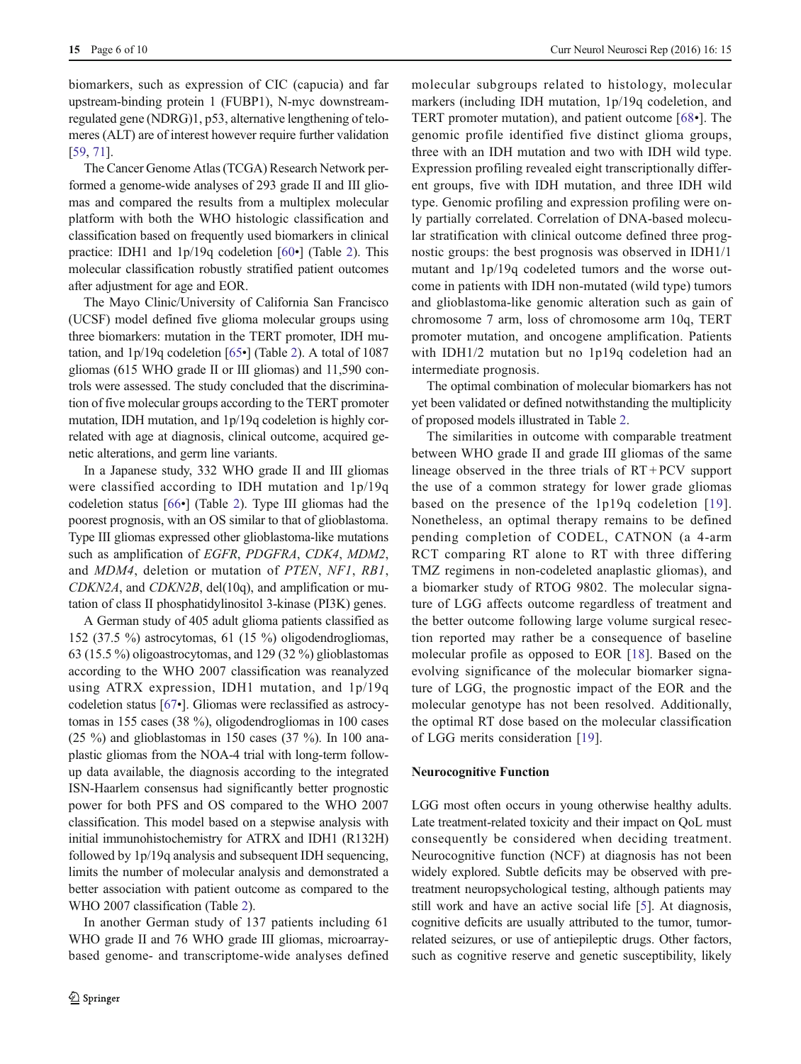biomarkers, such as expression of CIC (capucia) and far upstream-binding protein 1 (FUBP1), N-myc downstream-regulated gene (NDRG)1, p53, alternative lengthening of telomeres (ALT) are of interest however require further validation [59, 71].

The Cancer Genome Atlas (TCGA) Research Network performed a genome-wide analyses of 293 grade II and III gliomas and compared the results from a multiplex molecular platform with both the WHO histologic classification and classification based on frequently used biomarkers in clinical practice: IDH1 and 1p/19q codeletion [60•] (Table 2). This molecular classification robustly stratified patient outcomes after adjustment for age and EOR.

The Mayo Clinic/University of California San Francisco (UCSF) model defined five glioma molecular groups using three biomarkers: mutation in the TERT promoter, IDH mutation, and 1p/19q codeletion [65•] (Table 2). A total of 1087 gliomas (615 WHO grade II or III gliomas) and 11,590 controls were assessed. The study concluded that the discrimination of five molecular groups according to the TERT promoter mutation, IDH mutation, and 1p/19q codeletion is highly correlated with age at diagnosis, clinical outcome, acquired genetic alterations, and germ line variants.

In a Japanese study, 332 WHO grade II and III gliomas were classified according to IDH mutation and 1p/19q codeletion status [66•] (Table 2). Type III gliomas had the poorest prognosis, with an OS similar to that of glioblastoma. Type III gliomas expressed other glioblastoma-like mutations such as amplification of *EGFR*, *PDGFRA*, *CDK4*, *MDM2*, and *MDM4*, deletion or mutation of *PTEN*, *NF1*, *RB1*, *CDKN2A*, and *CDKN2B*, del(10q), and amplification or mutation of class II phosphatidylinositol 3-kinase (PI3K) genes.

A German study of 405 adult glioma patients classified as 152 (37.5 %) astrocytomas, 61 (15 %) oligodendrogliomas, 63 (15.5 %) oligoastrocytomas, and 129 (32 %) glioblastomas according to the WHO 2007 classification was reanalyzed using ATRX expression, IDH1 mutation, and 1p/19q codeletion status [67•]. Gliomas were reclassified as astrocytomas in 155 cases (38 %), oligodendrogliomas in 100 cases (25 %) and glioblastomas in 150 cases (37 %). In 100 anaplastic gliomas from the NOA-4 trial with long-term follow-up data available, the diagnosis according to the integrated ISN-Haarlem consensus had significantly better prognostic power for both PFS and OS compared to the WHO 2007 classification. This model based on a stepwise analysis with initial immunohistochemistry for ATRX and IDH1 (R132H) followed by 1p/19q analysis and subsequent IDH sequencing, limits the number of molecular analysis and demonstrated a better association with patient outcome as compared to the WHO 2007 classification (Table 2).

In another German study of 137 patients including 61 WHO grade II and 76 WHO grade III gliomas, microarray-based genome- and transcriptome-wide analyses defined molecular subgroups related to histology, molecular markers (including IDH mutation, 1p/19q codeletion, and TERT promoter mutation), and patient outcome [68•]. The genomic profile identified five distinct glioma groups, three with an IDH mutation and two with IDH wild type. Expression profiling revealed eight transcriptionally different groups, five with IDH mutation, and three IDH wild type. Genomic profiling and expression profiling were only partially correlated. Correlation of DNA-based molecular stratification with clinical outcome defined three prognostic groups: the best prognosis was observed in IDH1/1 mutant and 1p/19q codeleted tumors and the worse outcome in patients with IDH non-mutated (wild type) tumors and glioblastoma-like genomic alteration such as gain of chromosome 7 arm, loss of chromosome arm 10q, TERT promoter mutation, and oncogene amplification. Patients with IDH1/2 mutation but no 1p19q codeletion had an intermediate prognosis.

The optimal combination of molecular biomarkers has not yet been validated or defined notwithstanding the multiplicity of proposed models illustrated in Table 2.

The similarities in outcome with comparable treatment between WHO grade II and grade III gliomas of the same lineage observed in the three trials of RT + PCV support the use of a common strategy for lower grade gliomas based on the presence of the 1p19q codeletion [19]. Nonetheless, an optimal therapy remains to be defined pending completion of CODEL, CATNON (a 4-arm RCT comparing RT alone to RT with three differing TMZ regimens in non-codeleted anaplastic gliomas), and a biomarker study of RTOG 9802. The molecular signature of LGG affects outcome regardless of treatment and the better outcome following large volume surgical resection reported may rather be a consequence of baseline molecular profile as opposed to EOR [18]. Based on the evolving significance of the molecular biomarker signature of LGG, the prognostic impact of the EOR and the molecular genotype has not been resolved. Additionally, the optimal RT dose based on the molecular classification of LGG merits consideration [19].

### Neurocognitive Function

LGG most often occurs in young otherwise healthy adults. Late treatment-related toxicity and their impact on QoL must consequently be considered when deciding treatment. Neurocognitive function (NCF) at diagnosis has not been widely explored. Subtle deficits may be observed with pre-treatment neuropsychological testing, although patients may still work and have an active social life [5]. At diagnosis, cognitive deficits are usually attributed to the tumor, tumor-related seizures, or use of antiepileptic drugs. Other factors, such as cognitive reserve and genetic susceptibility, likely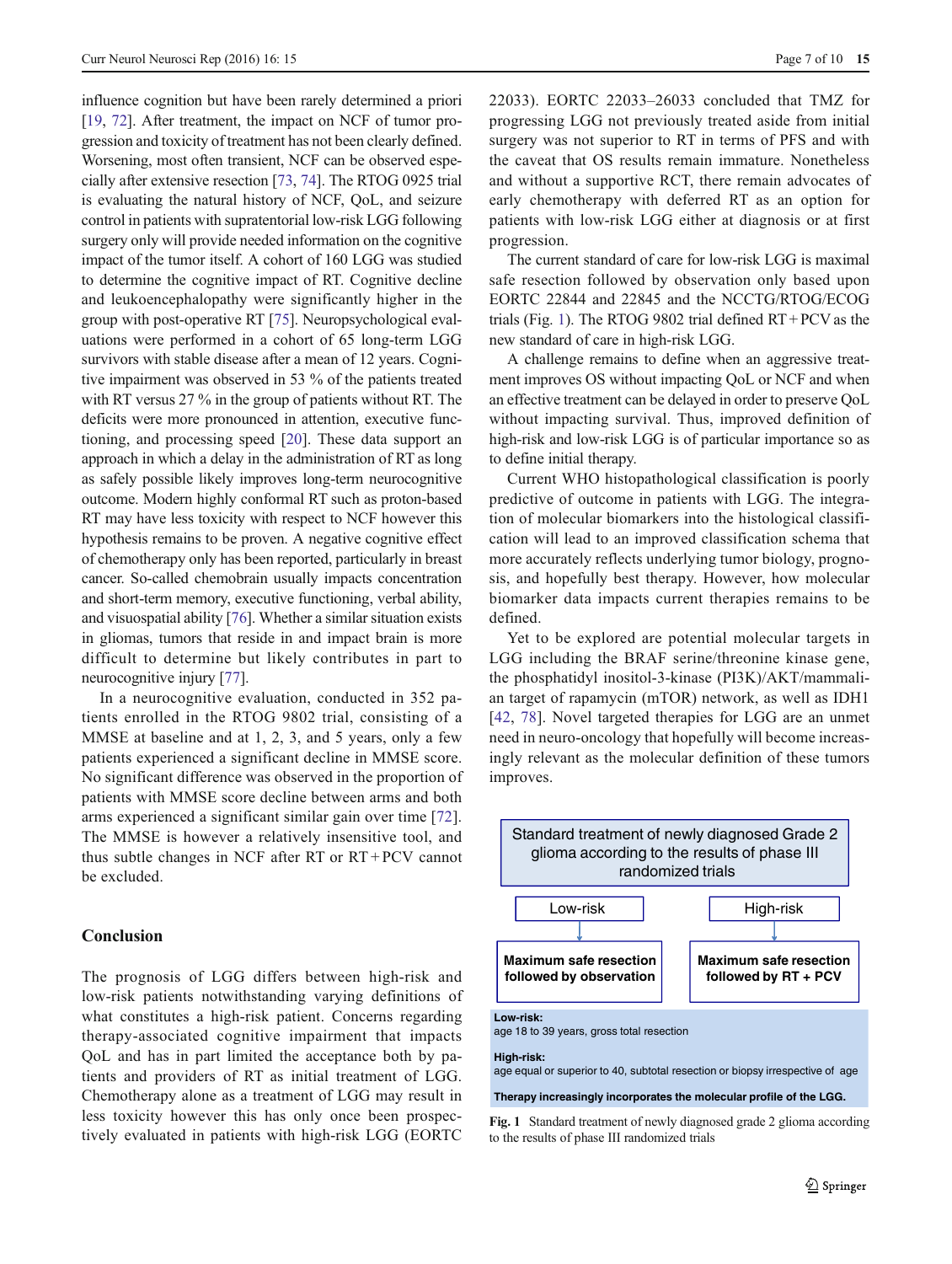influence cognition but have been rarely determined a priori [19, 72]. After treatment, the impact on NCF of tumor progression and toxicity of treatment has not been clearly defined. Worsening, most often transient, NCF can be observed especially after extensive resection [73, 74]. The RTOG 0925 trial is evaluating the natural history of NCF, QoL, and seizure control in patients with supratentorial low-risk LGG following surgery only will provide needed information on the cognitive impact of the tumor itself. A cohort of 160 LGG was studied to determine the cognitive impact of RT. Cognitive decline and leukoencephalopathy were significantly higher in the group with post-operative RT [75]. Neuropsychological evaluations were performed in a cohort of 65 long-term LGG survivors with stable disease after a mean of 12 years. Cognitive impairment was observed in 53 % of the patients treated with RT versus 27 % in the group of patients without RT. The deficits were more pronounced in attention, executive functioning, and processing speed [20]. These data support an approach in which a delay in the administration of RT as long as safely possible likely improves long-term neurocognitive outcome. Modern highly conformal RT such as proton-based RT may have less toxicity with respect to NCF however this hypothesis remains to be proven. A negative cognitive effect of chemotherapy only has been reported, particularly in breast cancer. So-called chemobrain usually impacts concentration and short-term memory, executive functioning, verbal ability, and visuospatial ability [76]. Whether a similar situation exists in gliomas, tumors that reside in and impact brain is more difficult to determine but likely contributes in part to neurocognitive injury [77].

In a neurocognitive evaluation, conducted in 352 patients enrolled in the RTOG 9802 trial, consisting of a MMSE at baseline and at 1, 2, 3, and 5 years, only a few patients experienced a significant decline in MMSE score. No significant difference was observed in the proportion of patients with MMSE score decline between arms and both arms experienced a significant similar gain over time [72]. The MMSE is however a relatively insensitive tool, and thus subtle changes in NCF after RT or RT + PCV cannot be excluded.

## Conclusion

The prognosis of LGG differs between high-risk and low-risk patients notwithstanding varying definitions of what constitutes a high-risk patient. Concerns regarding therapy-associated cognitive impairment that impacts QoL and has in part limited the acceptance both by patients and providers of RT as initial treatment of LGG. Chemotherapy alone as a treatment of LGG may result in less toxicity however this has only once been prospectively evaluated in patients with high-risk LGG (EORTC 22033). EORTC 22033–26033 concluded that TMZ for progressing LGG not previously treated aside from initial surgery was not superior to RT in terms of PFS and with the caveat that OS results remain immature. Nonetheless and without a supportive RCT, there remain advocates of early chemotherapy with deferred RT as an option for patients with low-risk LGG either at diagnosis or at first progression.

The current standard of care for low-risk LGG is maximal safe resection followed by observation only based upon EORTC 22844 and 22845 and the NCCTG/RTOG/ECOG trials (Fig. 1). The RTOG 9802 trial defined RT + PCV as the new standard of care in high-risk LGG.

A challenge remains to define when an aggressive treatment improves OS without impacting QoL or NCF and when an effective treatment can be delayed in order to preserve QoL without impacting survival. Thus, improved definition of high-risk and low-risk LGG is of particular importance so as to define initial therapy.

Current WHO histopathological classification is poorly predictive of outcome in patients with LGG. The integration of molecular biomarkers into the histological classification will lead to an improved classification schema that more accurately reflects underlying tumor biology, prognosis, and hopefully best therapy. However, how molecular biomarker data impacts current therapies remains to be defined.

Yet to be explored are potential molecular targets in LGG including the BRAF serine/threonine kinase gene, the phosphatidyl inositol-3-kinase (PI3K)/AKT/mammalian target of rapamycin (mTOR) network, as well as IDH1 [42, 78]. Novel targeted therapies for LGG are an unmet need in neuro-oncology that hopefully will become increasingly relevant as the molecular definition of these tumors improves.

Standard treatment of newly diagnosed Grade 2 glioma according to the results of phase III randomized trials

| Low-risk | High-risk |
| --- | --- |
| **Maximum safe resection followed by observation** | **Maximum safe resection followed by RT + PCV** |

**Low-risk:**
age 18 to 39 years, gross total resection

**High-risk:**
age equal or superior to 40, subtotal resection or biopsy irrespective of age

**Therapy increasingly incorporates the molecular profile of the LGG.**

**Fig. 1** Standard treatment of newly diagnosed grade 2 glioma according to the results of phase III randomized trials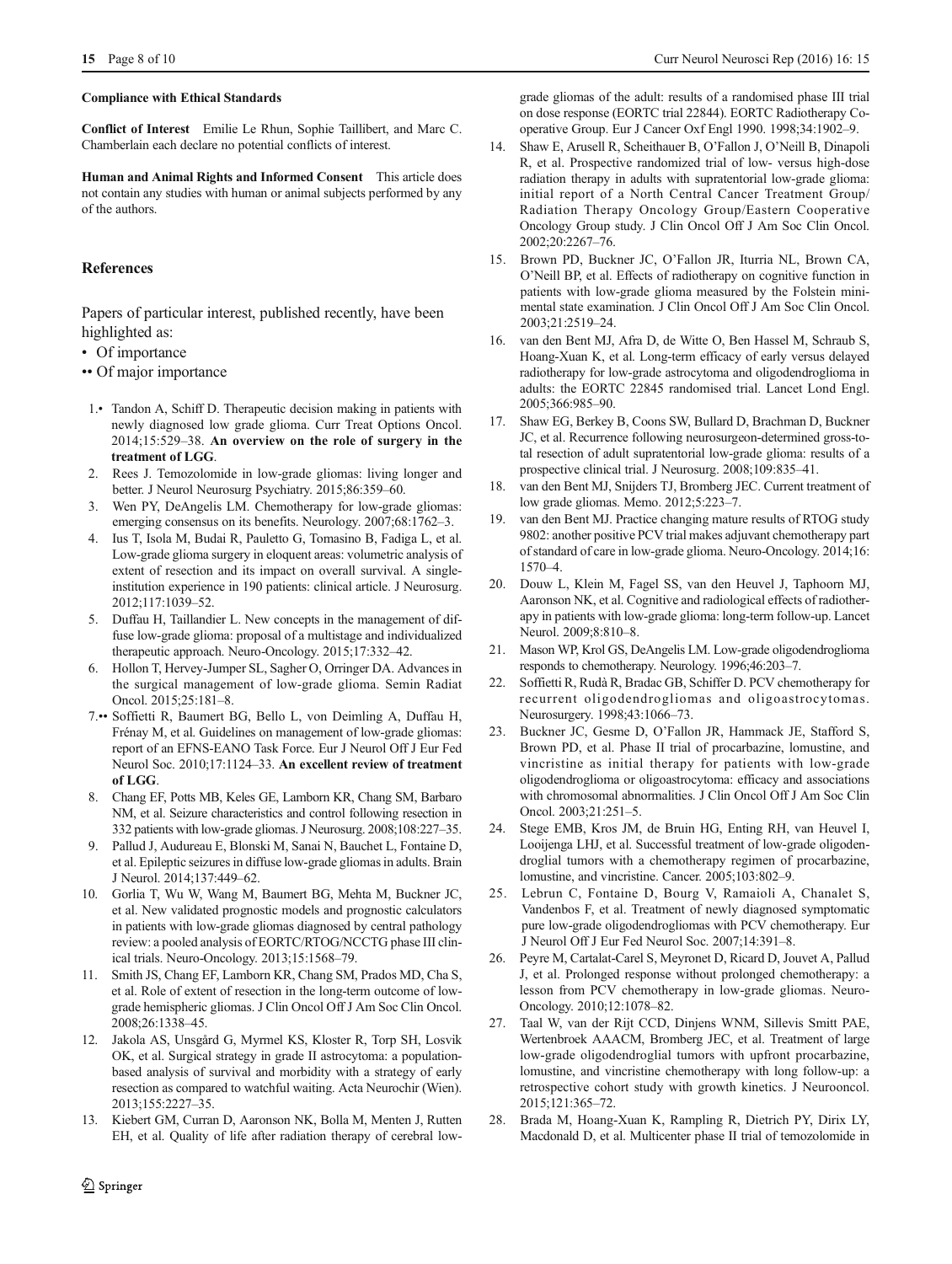**Compliance with Ethical Standards**

**Conflict of Interest** Emilie Le Rhun, Sophie Taillibert, and Marc C. Chamberlain each declare no potential conflicts of interest.

**Human and Animal Rights and Informed Consent** This article does not contain any studies with human or animal subjects performed by any of the authors.

## References

Papers of particular interest, published recently, have been highlighted as:

- • Of importance
- •• Of major importance

1.• Tandon A, Schiff D. Therapeutic decision making in patients with newly diagnosed low grade glioma. Curr Treat Options Oncol. 2014;15:529–38. **An overview on the role of surgery in the treatment of LGG**.
2. Rees J. Temozolomide in low-grade gliomas: living longer and better. J Neurol Neurosurg Psychiatry. 2015;86:359–60.
3. Wen PY, DeAngelis LM. Chemotherapy for low-grade gliomas: emerging consensus on its benefits. Neurology. 2007;68:1762–3.
4. Ius T, Isola M, Budai R, Pauletto G, Tomasino B, Fadiga L, et al. Low-grade glioma surgery in eloquent areas: volumetric analysis of extent of resection and its impact on overall survival. A single-institution experience in 190 patients: clinical article. J Neurosurg. 2012;117:1039–52.
5. Duffau H, Taillandier L. New concepts in the management of diffuse low-grade glioma: proposal of a multistage and individualized therapeutic approach. Neuro-Oncology. 2015;17:332–42.
6. Hollon T, Hervey-Jumper SL, Sagher O, Orringer DA. Advances in the surgical management of low-grade glioma. Semin Radiat Oncol. 2015;25:181–8.
7.•• Soffietti R, Baumert BG, Bello L, von Deimling A, Duffau H, Frénay M, et al. Guidelines on management of low-grade gliomas: report of an EFNS-EANO Task Force. Eur J Neurol Off J Eur Fed Neurol Soc. 2010;17:1124–33. **An excellent review of treatment of LGG**.
8. Chang EF, Potts MB, Keles GE, Lamborn KR, Chang SM, Barbaro NM, et al. Seizure characteristics and control following resection in 332 patients with low-grade gliomas. J Neurosurg. 2008;108:227–35.
9. Pallud J, Audureau E, Blonski M, Sanai N, Bauchet L, Fontaine D, et al. Epileptic seizures in diffuse low-grade gliomas in adults. Brain J Neurol. 2014;137:449–62.
10. Gorlia T, Wu W, Wang M, Baumert BG, Mehta M, Buckner JC, et al. New validated prognostic models and prognostic calculators in patients with low-grade gliomas diagnosed by central pathology review: a pooled analysis of EORTC/RTOG/NCCTG phase III clinical trials. Neuro-Oncology. 2013;15:1568–79.
11. Smith JS, Chang EF, Lamborn KR, Chang SM, Prados MD, Cha S, et al. Role of extent of resection in the long-term outcome of low-grade hemispheric gliomas. J Clin Oncol Off J Am Soc Clin Oncol. 2008;26:1338–45.
12. Jakola AS, Unsgård G, Myrmel KS, Kloster R, Torp SH, Losvik OK, et al. Surgical strategy in grade II astrocytoma: a population-based analysis of survival and morbidity with a strategy of early resection as compared to watchful waiting. Acta Neurochir (Wien). 2013;155:2227–35.
13. Kiebert GM, Curran D, Aaronson NK, Bolla M, Menten J, Rutten EH, et al. Quality of life after radiation therapy of cerebral low-grade gliomas of the adult: results of a randomised phase III trial on dose response (EORTC trial 22844). EORTC Radiotherapy Co-operative Group. Eur J Cancer Oxf Engl 1990. 1998;34:1902–9.
14. Shaw E, Arusell R, Scheithauer B, O'Fallon J, O'Neill B, Dinapoli R, et al. Prospective randomized trial of low- versus high-dose radiation therapy in adults with supratentorial low-grade glioma: initial report of a North Central Cancer Treatment Group/ Radiation Therapy Oncology Group/Eastern Cooperative Oncology Group study. J Clin Oncol Off J Am Soc Clin Oncol. 2002;20:2267–76.
15. Brown PD, Buckner JC, O'Fallon JR, Iturria NL, Brown CA, O'Neill BP, et al. Effects of radiotherapy on cognitive function in patients with low-grade glioma measured by the Folstein mini-mental state examination. J Clin Oncol Off J Am Soc Clin Oncol. 2003;21:2519–24.
16. van den Bent MJ, Afra D, de Witte O, Ben Hassel M, Schraub S, Hoang-Xuan K, et al. Long-term efficacy of early versus delayed radiotherapy for low-grade astrocytoma and oligodendroglioma in adults: the EORTC 22845 randomised trial. Lancet Lond Engl. 2005;366:985–90.
17. Shaw EG, Berkey B, Coons SW, Bullard D, Brachman D, Buckner JC, et al. Recurrence following neurosurgeon-determined gross-total resection of adult supratentorial low-grade glioma: results of a prospective clinical trial. J Neurosurg. 2008;109:835–41.
18. van den Bent MJ, Snijders TJ, Bromberg JEC. Current treatment of low grade gliomas. Memo. 2012;5:223–7.
19. van den Bent MJ. Practice changing mature results of RTOG study 9802: another positive PCV trial makes adjuvant chemotherapy part of standard of care in low-grade glioma. Neuro-Oncology. 2014;16:1570–4.
20. Douw L, Klein M, Fagel SS, van den Heuvel J, Taphoorn MJ, Aaronson NK, et al. Cognitive and radiological effects of radiotherapy in patients with low-grade glioma: long-term follow-up. Lancet Neurol. 2009;8:810–8.
21. Mason WP, Krol GS, DeAngelis LM. Low-grade oligodendroglioma responds to chemotherapy. Neurology. 1996;46:203–7.
22. Soffietti R, Rudà R, Bradac GB, Schiffer D. PCV chemotherapy for recurrent oligodendrogliomas and oligoastrocytomas. Neurosurgery. 1998;43:1066–73.
23. Buckner JC, Gesme D, O'Fallon JR, Hammack JE, Stafford S, Brown PD, et al. Phase II trial of procarbazine, lomustine, and vincristine as initial therapy for patients with low-grade oligodendroglioma or oligoastrocytoma: efficacy and associations with chromosomal abnormalities. J Clin Oncol Off J Am Soc Clin Oncol. 2003;21:251–5.
24. Stege EMB, Kros JM, de Bruin HG, Enting RH, van Heuvel I, Looijenga LHJ, et al. Successful treatment of low-grade oligodendroglial tumors with a chemotherapy regimen of procarbazine, lomustine, and vincristine. Cancer. 2005;103:802–9.
25. Lebrun C, Fontaine D, Bourg V, Ramaioli A, Chanalet S, Vandenbos F, et al. Treatment of newly diagnosed symptomatic pure low-grade oligodendrogliomas with PCV chemotherapy. Eur J Neurol Off J Eur Fed Neurol Soc. 2007;14:391–8.
26. Peyre M, Cartalat-Carel S, Meyronet D, Ricard D, Jouvet A, Pallud J, et al. Prolonged response without prolonged chemotherapy: a lesson from PCV chemotherapy in low-grade gliomas. Neuro-Oncology. 2010;12:1078–82.
27. Taal W, van der Rijt CCD, Dinjens WNM, Sillevis Smitt PAE, Wertenbroek AAACM, Bromberg JEC, et al. Treatment of large low-grade oligodendroglial tumors with upfront procarbazine, lomustine, and vincristine chemotherapy with long follow-up: a retrospective cohort study with growth kinetics. J Neurooncol. 2015;121:365–72.
28. Brada M, Hoang-Xuan K, Rampling R, Dietrich PY, Dirix LY, Macdonald D, et al. Multicenter phase II trial of temozolomide in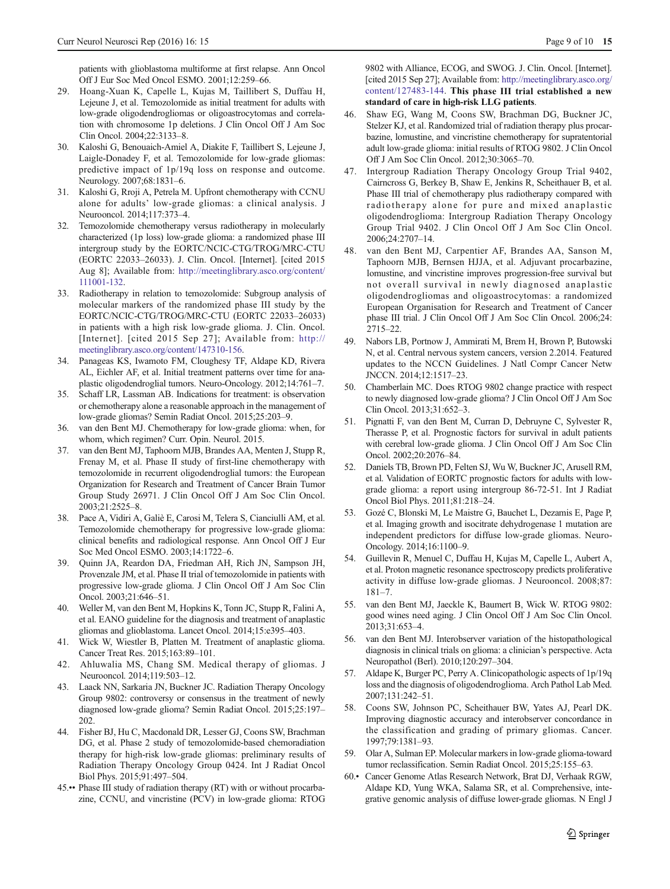patients with glioblastoma multiforme at first relapse. Ann Oncol Off J Eur Soc Med Oncol ESMO. 2001;12:259–66.

29. Hoang-Xuan K, Capelle L, Kujas M, Taillibert S, Duffau H, Lejeune J, et al. Temozolomide as initial treatment for adults with low-grade oligodendrogliomas or oligoastrocytomas and correlation with chromosome 1p deletions. J Clin Oncol Off J Am Soc Clin Oncol. 2004;22:3133–8.
30. Kaloshi G, Benouaich-Amiel A, Diakite F, Taillibert S, Lejeune J, Laigle-Donadey F, et al. Temozolomide for low-grade gliomas: predictive impact of 1p/19q loss on response and outcome. Neurology. 2007;68:1831–6.
31. Kaloshi G, Rroji A, Petrela M. Upfront chemotherapy with CCNU alone for adults' low-grade gliomas: a clinical analysis. J Neurooncol. 2014;117:373–4.
32. Temozolomide chemotherapy versus radiotherapy in molecularly characterized (1p loss) low-grade glioma: a randomized phase III intergroup study by the EORTC/NCIC-CTG/TROG/MRC-CTU (EORTC 22033–26033). J. Clin. Oncol. [Internet]. [cited 2015 Aug 8]; Available from: http://meetinglibrary.asco.org/content/111001-132.
33. Radiotherapy in relation to temozolomide: Subgroup analysis of molecular markers of the randomized phase III study by the EORTC/NCIC-CTG/TROG/MRC-CTU (EORTC 22033–26033) in patients with a high risk low-grade glioma. J. Clin. Oncol. [Internet]. [cited 2015 Sep 27]; Available from: http://meetinglibrary.asco.org/content/147310-156.
34. Panageas KS, Iwamoto FM, Cloughesy TF, Aldape KD, Rivera AL, Eichler AF, et al. Initial treatment patterns over time for anaplastic oligodendroglial tumors. Neuro-Oncology. 2012;14:761–7.
35. Schaff LR, Lassman AB. Indications for treatment: is observation or chemotherapy alone a reasonable approach in the management of low-grade gliomas? Semin Radiat Oncol. 2015;25:203–9.
36. van den Bent MJ. Chemotherapy for low-grade glioma: when, for whom, which regimen? Curr. Opin. Neurol. 2015.
37. van den Bent MJ, Taphoorn MJB, Brandes AA, Menten J, Stupp R, Frenay M, et al. Phase II study of first-line chemotherapy with temozolomide in recurrent oligodendroglial tumors: the European Organization for Research and Treatment of Cancer Brain Tumor Group Study 26971. J Clin Oncol Off J Am Soc Clin Oncol. 2003;21:2525–8.
38. Pace A, Vidiri A, Galiè E, Carosi M, Telera S, Cianciulli AM, et al. Temozolomide chemotherapy for progressive low-grade glioma: clinical benefits and radiological response. Ann Oncol Off J Eur Soc Med Oncol ESMO. 2003;14:1722–6.
39. Quinn JA, Reardon DA, Friedman AH, Rich JN, Sampson JH, Provenzale JM, et al. Phase II trial of temozolomide in patients with progressive low-grade glioma. J Clin Oncol Off J Am Soc Clin Oncol. 2003;21:646–51.
40. Weller M, van den Bent M, Hopkins K, Tonn JC, Stupp R, Falini A, et al. EANO guideline for the diagnosis and treatment of anaplastic gliomas and glioblastoma. Lancet Oncol. 2014;15:e395–403.
41. Wick W, Wiestler B, Platten M. Treatment of anaplastic glioma. Cancer Treat Res. 2015;163:89–101.
42. Ahluwalia MS, Chang SM. Medical therapy of gliomas. J Neurooncol. 2014;119:503–12.
43. Laack NN, Sarkaria JN, Buckner JC. Radiation Therapy Oncology Group 9802: controversy or consensus in the treatment of newly diagnosed low-grade glioma? Semin Radiat Oncol. 2015;25:197–202.
44. Fisher BJ, Hu C, Macdonald DR, Lesser GJ, Coons SW, Brachman DG, et al. Phase 2 study of temozolomide-based chemoradiation therapy for high-risk low-grade gliomas: preliminary results of Radiation Therapy Oncology Group 0424. Int J Radiat Oncol Biol Phys. 2015;91:497–504.
45.•• Phase III study of radiation therapy (RT) with or without procarbazine, CCNU, and vincristine (PCV) in low-grade glioma: RTOG 9802 with Alliance, ECOG, and SWOG. J. Clin. Oncol. [Internet]. [cited 2015 Sep 27]; Available from: http://meetinglibrary.asco.org/content/127483-144. **This phase III trial established a new standard of care in high-risk LLG patients**.
46. Shaw EG, Wang M, Coons SW, Brachman DG, Buckner JC, Stelzer KJ, et al. Randomized trial of radiation therapy plus procarbazine, lomustine, and vincristine chemotherapy for supratentorial adult low-grade glioma: initial results of RTOG 9802. J Clin Oncol Off J Am Soc Clin Oncol. 2012;30:3065–70.
47. Intergroup Radiation Therapy Oncology Group Trial 9402, Cairncross G, Berkey B, Shaw E, Jenkins R, Scheithauer B, et al. Phase III trial of chemotherapy plus radiotherapy compared with radiotherapy alone for pure and mixed anaplastic oligodendroglioma: Intergroup Radiation Therapy Oncology Group Trial 9402. J Clin Oncol Off J Am Soc Clin Oncol. 2006;24:2707–14.
48. van den Bent MJ, Carpentier AF, Brandes AA, Sanson M, Taphoorn MJB, Bernsen HJJA, et al. Adjuvant procarbazine, lomustine, and vincristine improves progression-free survival but not overall survival in newly diagnosed anaplastic oligodendrogliomas and oligoastrocytomas: a randomized European Organisation for Research and Treatment of Cancer phase III trial. J Clin Oncol Off J Am Soc Clin Oncol. 2006;24:2715–22.
49. Nabors LB, Portnow J, Ammirati M, Brem H, Brown P, Butowski N, et al. Central nervous system cancers, version 2.2014. Featured updates to the NCCN Guidelines. J Natl Compr Cancer Netw JNCCN. 2014;12:1517–23.
50. Chamberlain MC. Does RTOG 9802 change practice with respect to newly diagnosed low-grade glioma? J Clin Oncol Off J Am Soc Clin Oncol. 2013;31:652–3.
51. Pignatti F, van den Bent M, Curran D, Debruyne C, Sylvester R, Therasse P, et al. Prognostic factors for survival in adult patients with cerebral low-grade glioma. J Clin Oncol Off J Am Soc Clin Oncol. 2002;20:2076–84.
52. Daniels TB, Brown PD, Felten SJ, Wu W, Buckner JC, Arusell RM, et al. Validation of EORTC prognostic factors for adults with low-grade glioma: a report using intergroup 86-72-51. Int J Radiat Oncol Biol Phys. 2011;81:218–24.
53. Gozé C, Blonski M, Le Maistre G, Bauchet L, Dezamis E, Page P, et al. Imaging growth and isocitrate dehydrogenase 1 mutation are independent predictors for diffuse low-grade gliomas. Neuro-Oncology. 2014;16:1100–9.
54. Guillevin R, Menuel C, Duffau H, Kujas M, Capelle L, Aubert A, et al. Proton magnetic resonance spectroscopy predicts proliferative activity in diffuse low-grade gliomas. J Neurooncol. 2008;87:181–7.
55. van den Bent MJ, Jaeckle K, Baumert B, Wick W. RTOG 9802: good wines need aging. J Clin Oncol Off J Am Soc Clin Oncol. 2013;31:653–4.
56. van den Bent MJ. Interobserver variation of the histopathological diagnosis in clinical trials on glioma: a clinician's perspective. Acta Neuropathol (Berl). 2010;120:297–304.
57. Aldape K, Burger PC, Perry A. Clinicopathologic aspects of 1p/19q loss and the diagnosis of oligodendroglioma. Arch Pathol Lab Med. 2007;131:242–51.
58. Coons SW, Johnson PC, Scheithauer BW, Yates AJ, Pearl DK. Improving diagnostic accuracy and interobserver concordance in the classification and grading of primary gliomas. Cancer. 1997;79:1381–93.
59. Olar A, Sulman EP. Molecular markers in low-grade glioma-toward tumor reclassification. Semin Radiat Oncol. 2015;25:155–63.
60.• Cancer Genome Atlas Research Network, Brat DJ, Verhaak RGW, Aldape KD, Yung WKA, Salama SR, et al. Comprehensive, integrative genomic analysis of diffuse lower-grade gliomas. N Engl J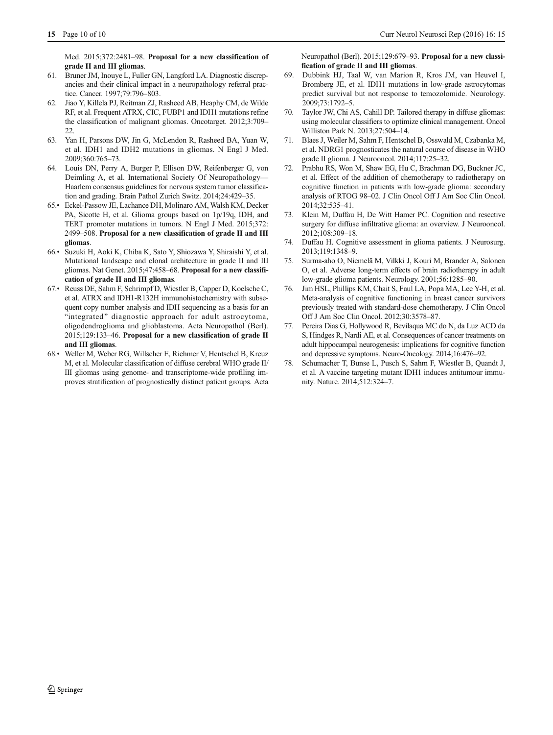Med. 2015;372:2481–98. **Proposal for a new classification of grade II and III gliomas**.

61. Bruner JM, Inouye L, Fuller GN, Langford LA. Diagnostic discrepancies and their clinical impact in a neuropathology referral practice. Cancer. 1997;79:796–803.
62. Jiao Y, Killela PJ, Reitman ZJ, Rasheed AB, Heaphy CM, de Wilde RF, et al. Frequent ATRX, CIC, FUBP1 and IDH1 mutations refine the classification of malignant gliomas. Oncotarget. 2012;3:709–22.
63. Yan H, Parsons DW, Jin G, McLendon R, Rasheed BA, Yuan W, et al. IDH1 and IDH2 mutations in gliomas. N Engl J Med. 2009;360:765–73.
64. Louis DN, Perry A, Burger P, Ellison DW, Reifenberger G, von Deimling A, et al. International Society Of Neuropathology—Haarlem consensus guidelines for nervous system tumor classification and grading. Brain Pathol Zurich Switz. 2014;24:429–35.
65.• Eckel-Passow JE, Lachance DH, Molinaro AM, Walsh KM, Decker PA, Sicotte H, et al. Glioma groups based on 1p/19q, IDH, and TERT promoter mutations in tumors. N Engl J Med. 2015;372:2499–508. **Proposal for a new classification of grade II and III gliomas**.
66.• Suzuki H, Aoki K, Chiba K, Sato Y, Shiozawa Y, Shiraishi Y, et al. Mutational landscape and clonal architecture in grade II and III gliomas. Nat Genet. 2015;47:458–68. **Proposal for a new classification of grade II and III gliomas**.
67.• Reuss DE, Sahm F, Schrimpf D, Wiestler B, Capper D, Koelsche C, et al. ATRX and IDH1-R132H immunohistochemistry with subsequent copy number analysis and IDH sequencing as a basis for an "integrated" diagnostic approach for adult astrocytoma, oligodendroglioma and glioblastoma. Acta Neuropathol (Berl). 2015;129:133–46. **Proposal for a new classification of grade II and III gliomas**.
68.• Weller M, Weber RG, Willscher E, Riehmer V, Hentschel B, Kreuz M, et al. Molecular classification of diffuse cerebral WHO grade II/III gliomas using genome- and transcriptome-wide profiling improves stratification of prognostically distinct patient groups. Acta Neuropathol (Berl). 2015;129:679–93. **Proposal for a new classification of grade II and III gliomas**.
69. Dubbink HJ, Taal W, van Marion R, Kros JM, van Heuvel I, Bromberg JE, et al. IDH1 mutations in low-grade astrocytomas predict survival but not response to temozolomide. Neurology. 2009;73:1792–5.
70. Taylor JW, Chi AS, Cahill DP. Tailored therapy in diffuse gliomas: using molecular classifiers to optimize clinical management. Oncol Williston Park N. 2013;27:504–14.
71. Blaes J, Weiler M, Sahm F, Hentschel B, Osswald M, Czabanka M, et al. NDRG1 prognosticates the natural course of disease in WHO grade II glioma. J Neurooncol. 2014;117:25–32.
72. Prabhu RS, Won M, Shaw EG, Hu C, Brachman DG, Buckner JC, et al. Effect of the addition of chemotherapy to radiotherapy on cognitive function in patients with low-grade glioma: secondary analysis of RTOG 98–02. J Clin Oncol Off J Am Soc Clin Oncol. 2014;32:535–41.
73. Klein M, Duffau H, De Witt Hamer PC. Cognition and resective surgery for diffuse infiltrative glioma: an overview. J Neurooncol. 2012;108:309–18.
74. Duffau H. Cognitive assessment in glioma patients. J Neurosurg. 2013;119:1348–9.
75. Surma-aho O, Niemelä M, Vilkki J, Kouri M, Brander A, Salonen O, et al. Adverse long-term effects of brain radiotherapy in adult low-grade glioma patients. Neurology. 2001;56:1285–90.
76. Jim HSL, Phillips KM, Chait S, Faul LA, Popa MA, Lee Y-H, et al. Meta-analysis of cognitive functioning in breast cancer survivors previously treated with standard-dose chemotherapy. J Clin Oncol Off J Am Soc Clin Oncol. 2012;30:3578–87.
77. Pereira Dias G, Hollywood R, Bevilaqua MC do N, da Luz ACD da S, Hindges R, Nardi AE, et al. Consequences of cancer treatments on adult hippocampal neurogenesis: implications for cognitive function and depressive symptoms. Neuro-Oncology. 2014;16:476–92.
78. Schumacher T, Bunse L, Pusch S, Sahm F, Wiestler B, Quandt J, et al. A vaccine targeting mutant IDH1 induces antitumour immunity. Nature. 2014;512:324–7.